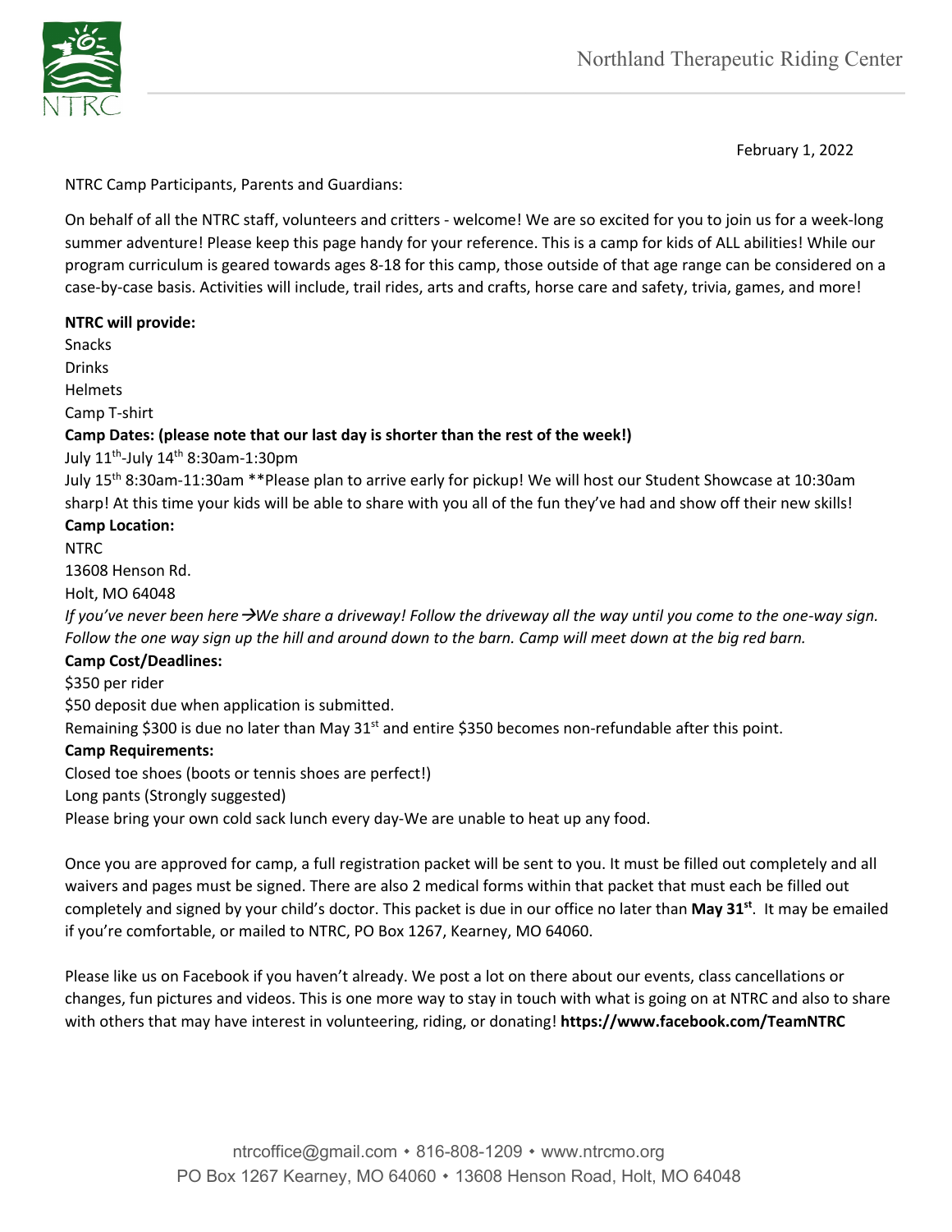Northland Therapeutic Riding Center

February 1, 2022

NTRC Camp Participants, Parents and Guardians:

On behalf of all the NTRC staff, volunteers and critters - welcome! We are so excited for you to join us for a week-long summer adventure! Please keep this page handy for your reference. This is a camp for kids of ALL abilities! While our program curriculum is geared towards ages 8-18 for this camp, those outside of that age range can be considered on a case-by-case basis. Activities will include, trail rides, arts and crafts, horse care and safety, trivia, games, and more!

**NTRC will provide:**
Snacks
Drinks
Helmets
Camp T-shirt

**Camp Dates: (please note that our last day is shorter than the rest of the week!)**
July 11th-July 14th 8:30am-1:30pm
July 15th 8:30am-11:30am **Please plan to arrive early for pickup! We will host our Student Showcase at 10:30am sharp! At this time your kids will be able to share with you all of the fun they've had and show off their new skills!

**Camp Location:**
NTRC
13608 Henson Rd.
Holt, MO 64048
*If you've never been here→We share a driveway! Follow the driveway all the way until you come to the one-way sign. Follow the one way sign up the hill and around down to the barn. Camp will meet down at the big red barn.*

**Camp Cost/Deadlines:**
$350 per rider
$50 deposit due when application is submitted.
Remaining $300 is due no later than May 31st and entire $350 becomes non-refundable after this point.

**Camp Requirements:**
Closed toe shoes (boots or tennis shoes are perfect!)
Long pants (Strongly suggested)
Please bring your own cold sack lunch every day-We are unable to heat up any food.

Once you are approved for camp, a full registration packet will be sent to you. It must be filled out completely and all waivers and pages must be signed. There are also 2 medical forms within that packet that must each be filled out completely and signed by your child's doctor. This packet is due in our office no later than **May 31st**. It may be emailed if you're comfortable, or mailed to NTRC, PO Box 1267, Kearney, MO 64060.

Please like us on Facebook if you haven't already. We post a lot on there about our events, class cancellations or changes, fun pictures and videos. This is one more way to stay in touch with what is going on at NTRC and also to share with others that may have interest in volunteering, riding, or donating! **https://www.facebook.com/TeamNTRC**

ntrcoffice@gmail.com • 816-808-1209 • www.ntrcmo.org
PO Box 1267 Kearney, MO 64060 • 13608 Henson Road, Holt, MO 64048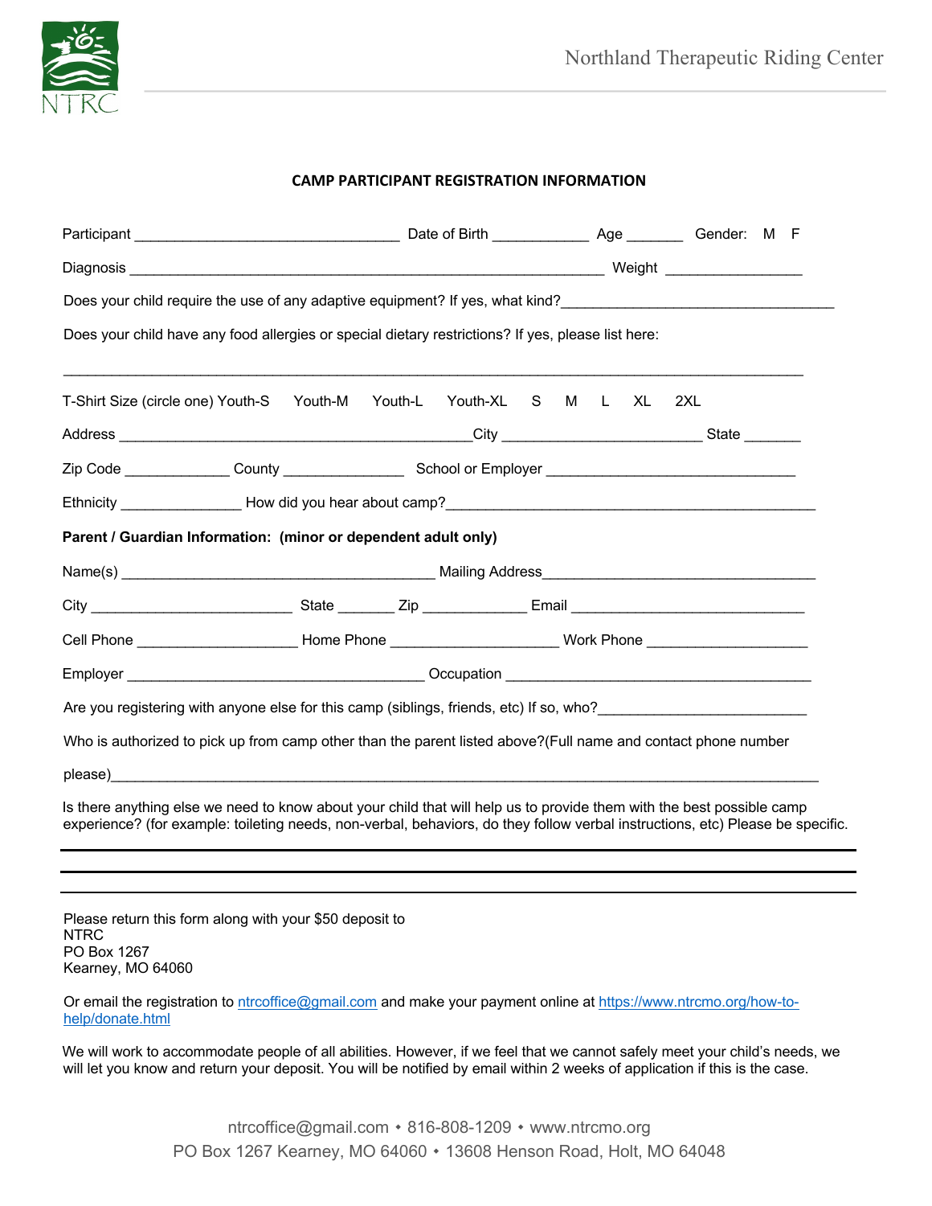Northland Therapeutic Riding Center

## CAMP PARTICIPANT REGISTRATION INFORMATION

Participant ________________________________ Date of Birth ____________ Age _______ Gender: M F

Diagnosis __________________________________________________________ Weight ________________

Does your child require the use of any adaptive equipment? If yes, what kind?_________________________________

Does your child have any food allergies or special dietary restrictions? If yes, please list here:

___________________________________________________________________________________________

T-Shirt Size (circle one) Youth-S Youth-M Youth-L Youth-XL S M L XL 2XL

Address ___________________________________________City ________________________ State _______

Zip Code _____________ County _______________ School or Employer ______________________________

Ethnicity _______________ How did you hear about camp?_____________________________________________

**Parent / Guardian Information: (minor or dependent adult only)**

Name(s) ______________________________________ Mailing Address_________________________________

City _________________________ State _______ Zip _____________ Email _____________________________

Cell Phone ___________________ Home Phone ____________________ Work Phone ___________________

Employer ____________________________________ Occupation _____________________________________

Are you registering with anyone else for this camp (siblings, friends, etc) If so, who?_________________________

Who is authorized to pick up from camp other than the parent listed above?(Full name and contact phone number please)___________________________________________________________________________________

Is there anything else we need to know about your child that will help us to provide them with the best possible camp experience? (for example: toileting needs, non-verbal, behaviors, do they follow verbal instructions, etc) Please be specific.

___________________________________________________________________________________________

___________________________________________________________________________________________

___________________________________________________________________________________________

Please return this form along with your $50 deposit to
NTRC
PO Box 1267
Kearney, MO 64060

Or email the registration to ntrcoffice@gmail.com and make your payment online at https://www.ntrcmo.org/how-to-help/donate.html

We will work to accommodate people of all abilities. However, if we feel that we cannot safely meet your child's needs, we will let you know and return your deposit. You will be notified by email within 2 weeks of application if this is the case.

ntrcoffice@gmail.com • 816-808-1209 • www.ntrcmo.org
PO Box 1267 Kearney, MO 64060 • 13608 Henson Road, Holt, MO 64048